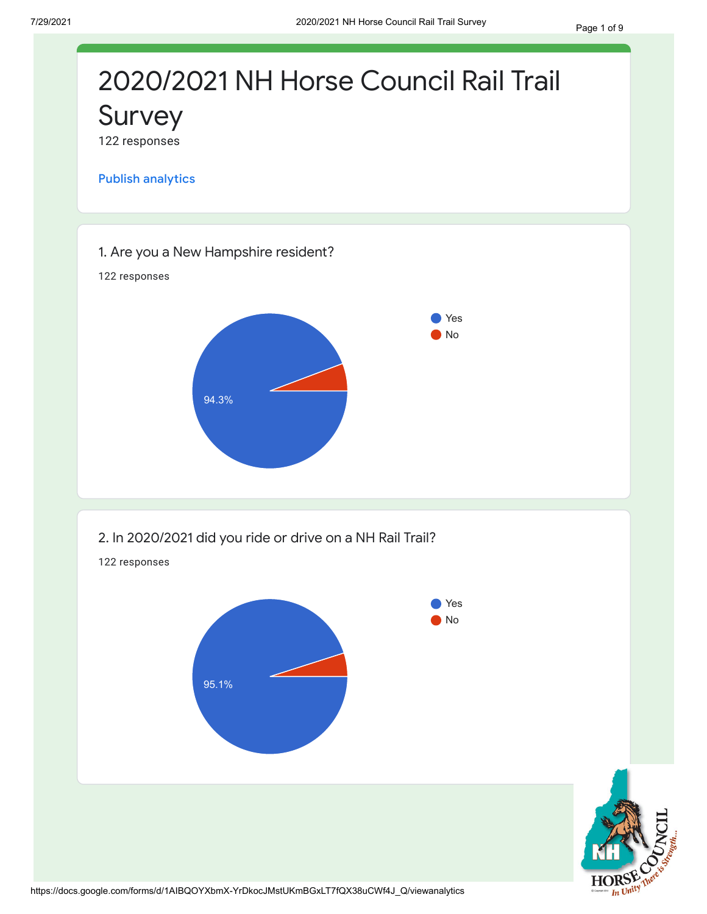# 2020/2021 NH Horse Council Rail Trail Survey

122 responses

Publish analytics

## 1. Are you a New Hampshire resident?

122 responses

- Yes
- No

94.3%

## 2. In 2020/2021 did you ride or drive on a NH Rail Trail?

122 responses

- Yes
- No

95.1%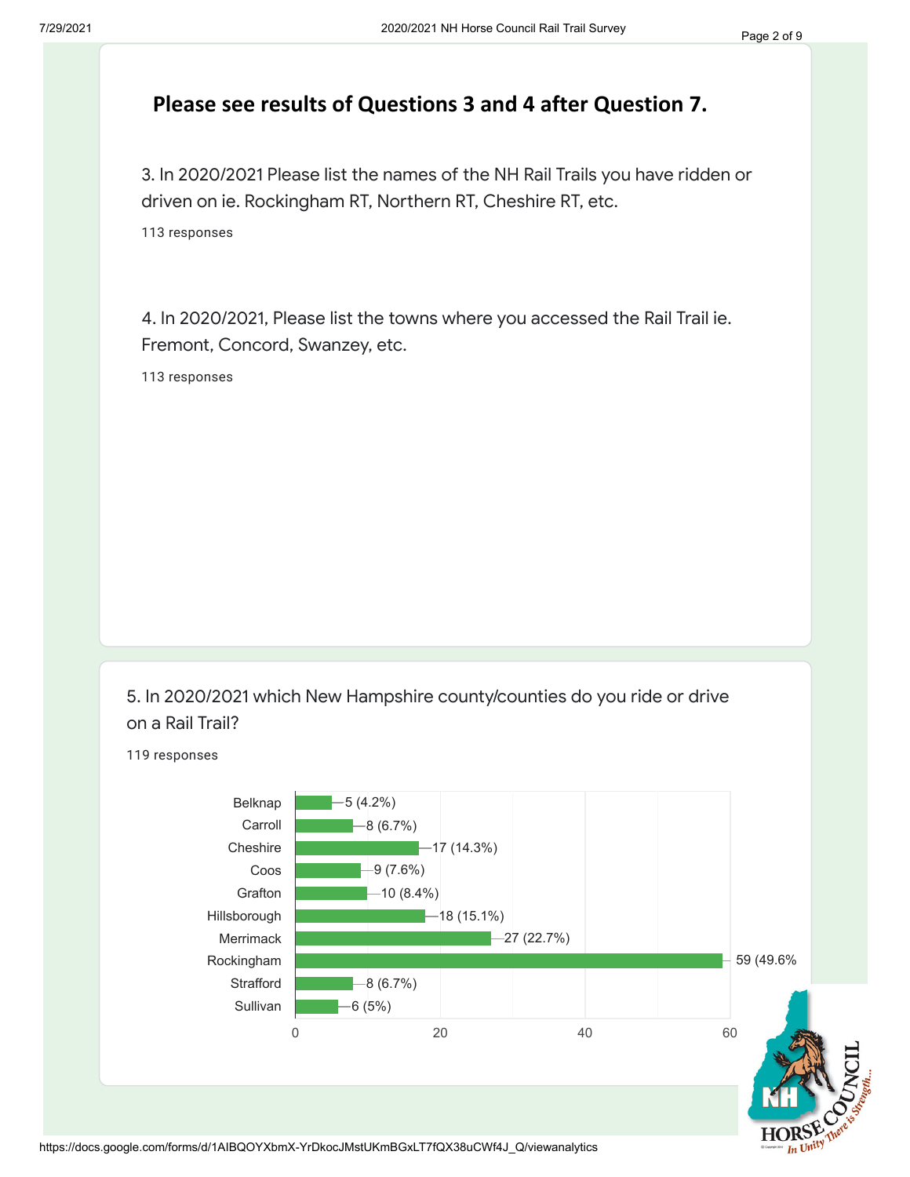**Please see results of Questions 3 and 4 after Question 7.**

3. In 2020/2021 Please list the names of the NH Rail Trails you have ridden or driven on ie. Rockingham RT, Northern RT, Cheshire RT, etc.

113 responses

4. In 2020/2021, Please list the towns where you accessed the Rail Trail ie. Fremont, Concord, Swanzey, etc.

113 responses

5. In 2020/2021 which New Hampshire county/counties do you ride or drive on a Rail Trail?

119 responses

| County | Responses |
| --- | --- |
| Belknap | 5 (4.2%) |
| Carroll | 8 (6.7%) |
| Cheshire | 17 (14.3%) |
| Coos | 9 (7.6%) |
| Grafton | 10 (8.4%) |
| Hillsborough | 18 (15.1%) |
| Merrimack | 27 (22.7%) |
| Rockingham | 59 (49.6% |
| Strafford | 8 (6.7%) |
| Sullivan | 6 (5%) |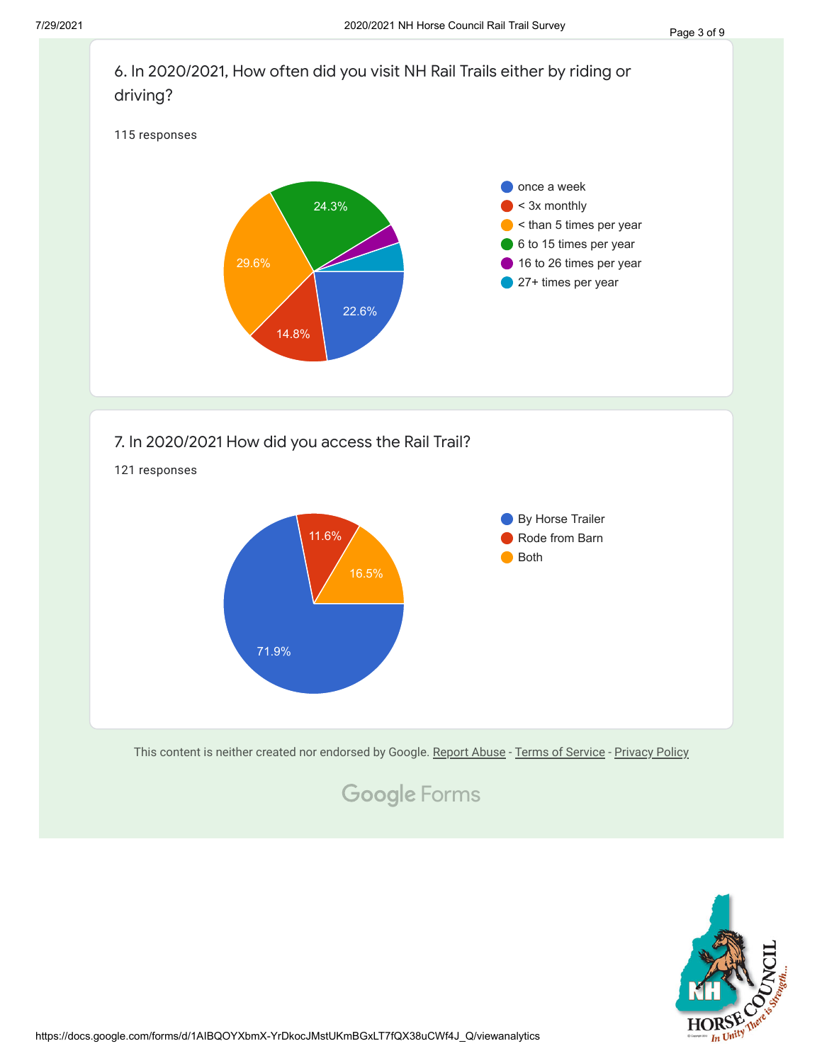## 6. In 2020/2021, How often did you visit NH Rail Trails either by riding or driving?

115 responses

| Response | Percentage |
| --- | --- |
| once a week | 22.6% |
| < 3x monthly | 14.8% |
| < than 5 times per year | 29.6% |
| 6 to 15 times per year | 24.3% |
| 16 to 26 times per year | |
| 27+ times per year | |

## 7. In 2020/2021 How did you access the Rail Trail?

121 responses

| Response | Percentage |
| --- | --- |
| By Horse Trailer | 71.9% |
| Rode from Barn | 11.6% |
| Both | 16.5% |

This content is neither created nor endorsed by Google. Report Abuse - Terms of Service - Privacy Policy

Google Forms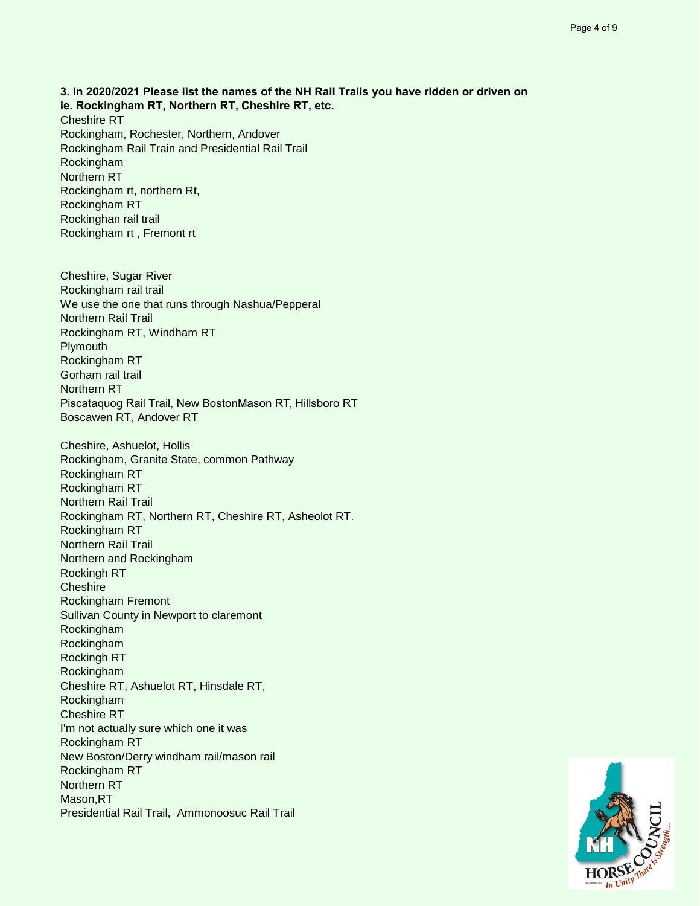**3. In 2020/2021 Please list the names of the NH Rail Trails you have ridden or driven on ie. Rockingham RT, Northern RT, Cheshire RT, etc.**

Cheshire RT
Rockingham, Rochester, Northern, Andover
Rockingham Rail Train and Presidential Rail Trail
Rockingham
Northern RT
Rockingham rt, northern Rt,
Rockingham RT
Rockinghan rail trail
Rockingham rt , Fremont rt

Cheshire, Sugar River
Rockingham rail trail
We use the one that runs through Nashua/Pepperal
Northern Rail Trail
Rockingham RT, Windham RT
Plymouth
Rockingham RT
Gorham rail trail
Northern RT
Piscataquog Rail Trail, New BostonMason RT, Hillsboro RT
Boscawen RT, Andover RT

Cheshire, Ashuelot, Hollis
Rockingham, Granite State, common Pathway
Rockingham RT
Rockingham RT
Northern Rail Trail
Rockingham RT, Northern RT, Cheshire RT, Asheolot RT.
Rockingham RT
Northern Rail Trail
Northern and Rockingham
Rockingh RT
Cheshire
Rockingham Fremont
Sullivan County in Newport to claremont
Rockingham
Rockingham
Rockingh RT
Rockingham
Cheshire RT, Ashuelot RT, Hinsdale RT,
Rockingham
Cheshire RT
I'm not actually sure which one it was
Rockingham RT
New Boston/Derry windham rail/mason rail
Rockingham RT
Northern RT
Mason,RT
Presidential Rail Trail, Ammonoosuc Rail Trail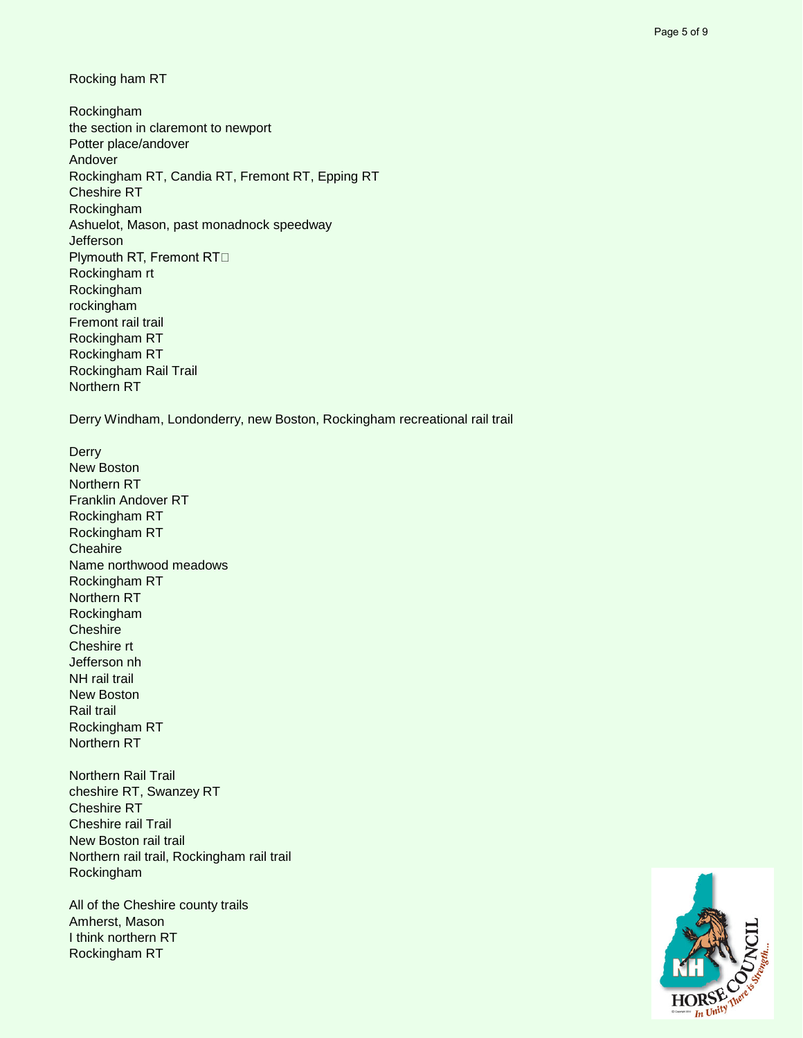Rocking ham RT

Rockingham
the section in claremont to newport
Potter place/andover
Andover
Rockingham RT, Candia RT, Fremont RT, Epping RT
Cheshire RT
Rockingham
Ashuelot, Mason, past monadnock speedway
Jefferson
Plymouth RT, Fremont RT
Rockingham rt
Rockingham
rockingham
Fremont rail trail
Rockingham RT
Rockingham RT
Rockingham Rail Trail
Northern RT

Derry Windham, Londonderry, new Boston, Rockingham recreational rail trail

Derry
New Boston
Northern RT
Franklin Andover RT
Rockingham RT
Rockingham RT
Cheahire
Name northwood meadows
Rockingham RT
Northern RT
Rockingham
Cheshire
Cheshire rt
Jefferson nh
NH rail trail
New Boston
Rail trail
Rockingham RT
Northern RT

Northern Rail Trail
cheshire RT, Swanzey RT
Cheshire RT
Cheshire rail Trail
New Boston rail trail
Northern rail trail, Rockingham rail trail
Rockingham

All of the Cheshire county trails
Amherst, Mason
I think northern RT
Rockingham RT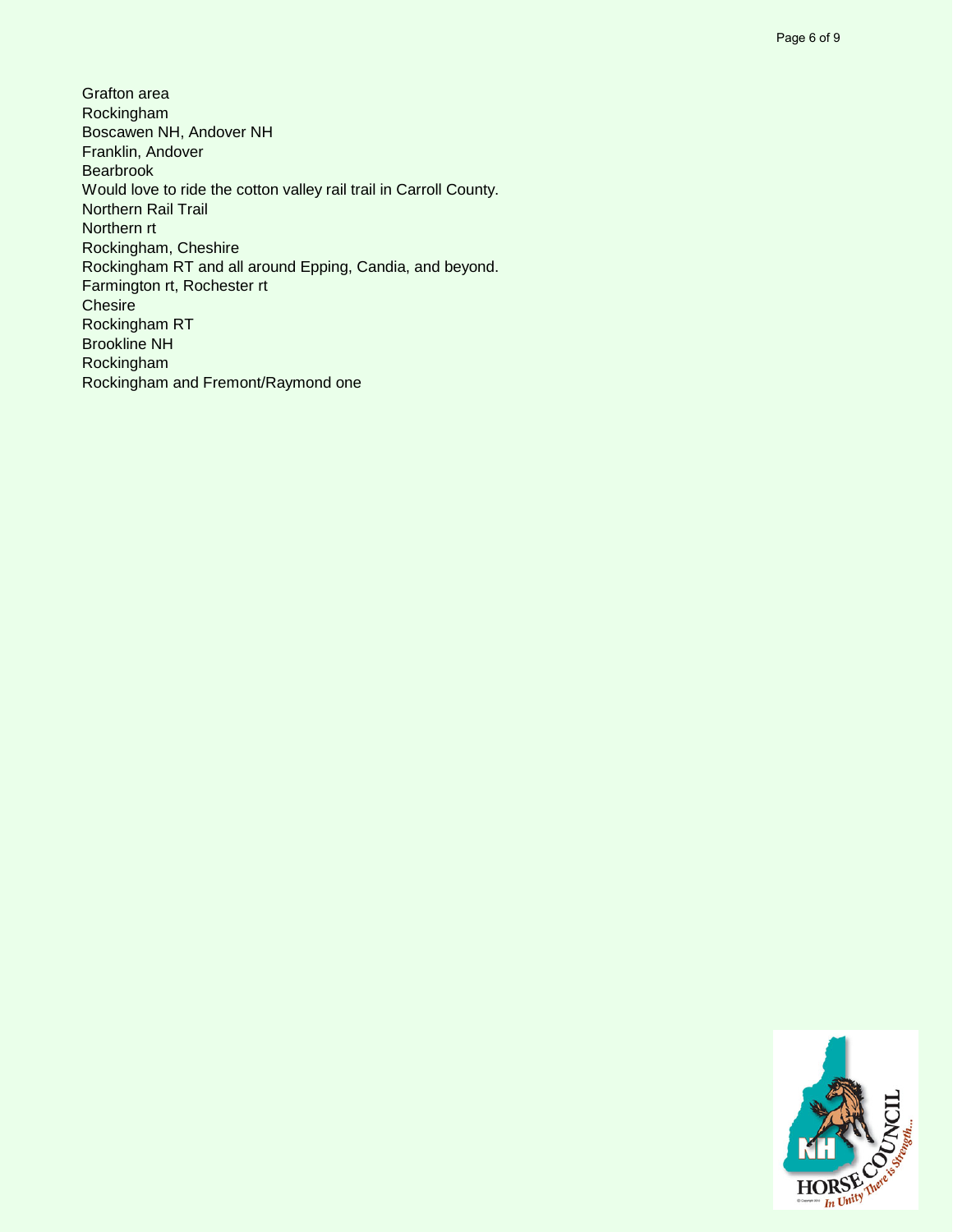Grafton area
Rockingham
Boscawen NH, Andover NH
Franklin, Andover
Bearbrook
Would love to ride the cotton valley rail trail in Carroll County.
Northern Rail Trail
Northern rt
Rockingham, Cheshire
Rockingham RT and all around Epping, Candia, and beyond.
Farmington rt, Rochester rt
Chesire
Rockingham RT
Brookline NH
Rockingham
Rockingham and Fremont/Raymond one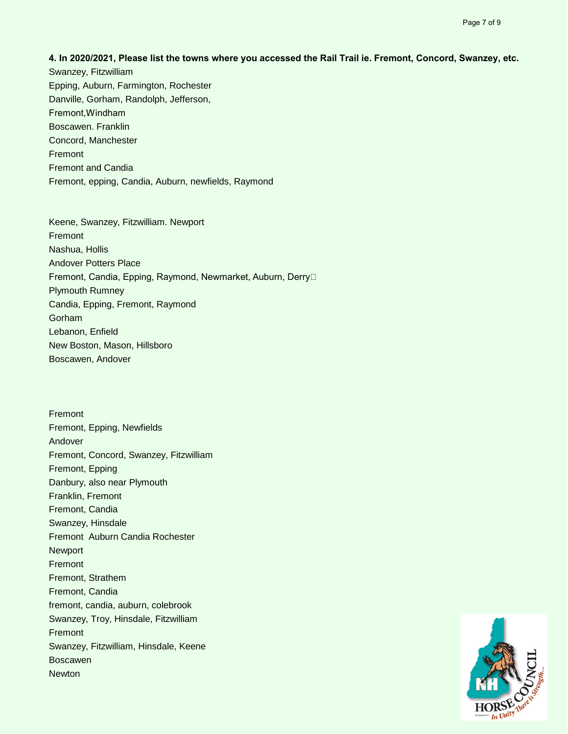**4. In 2020/2021, Please list the towns where you accessed the Rail Trail ie. Fremont, Concord, Swanzey, etc.**

Swanzey, Fitzwilliam
Epping, Auburn, Farmington, Rochester
Danville, Gorham, Randolph, Jefferson,
Fremont,Windham
Boscawen. Franklin
Concord, Manchester
Fremont
Fremont and Candia
Fremont, epping, Candia, Auburn, newfields, Raymond

Keene, Swanzey, Fitzwilliam. Newport
Fremont
Nashua, Hollis
Andover Potters Place
Fremont, Candia, Epping, Raymond, Newmarket, Auburn, Derry
Plymouth Rumney
Candia, Epping, Fremont, Raymond
Gorham
Lebanon, Enfield
New Boston, Mason, Hillsboro
Boscawen, Andover

Fremont
Fremont, Epping, Newfields
Andover
Fremont, Concord, Swanzey, Fitzwilliam
Fremont, Epping
Danbury, also near Plymouth
Franklin, Fremont
Fremont, Candia
Swanzey, Hinsdale
Fremont Auburn Candia Rochester
Newport
Fremont
Fremont, Strathem
Fremont, Candia
fremont, candia, auburn, colebrook
Swanzey, Troy, Hinsdale, Fitzwilliam
Fremont
Swanzey, Fitzwilliam, Hinsdale, Keene
Boscawen
Newton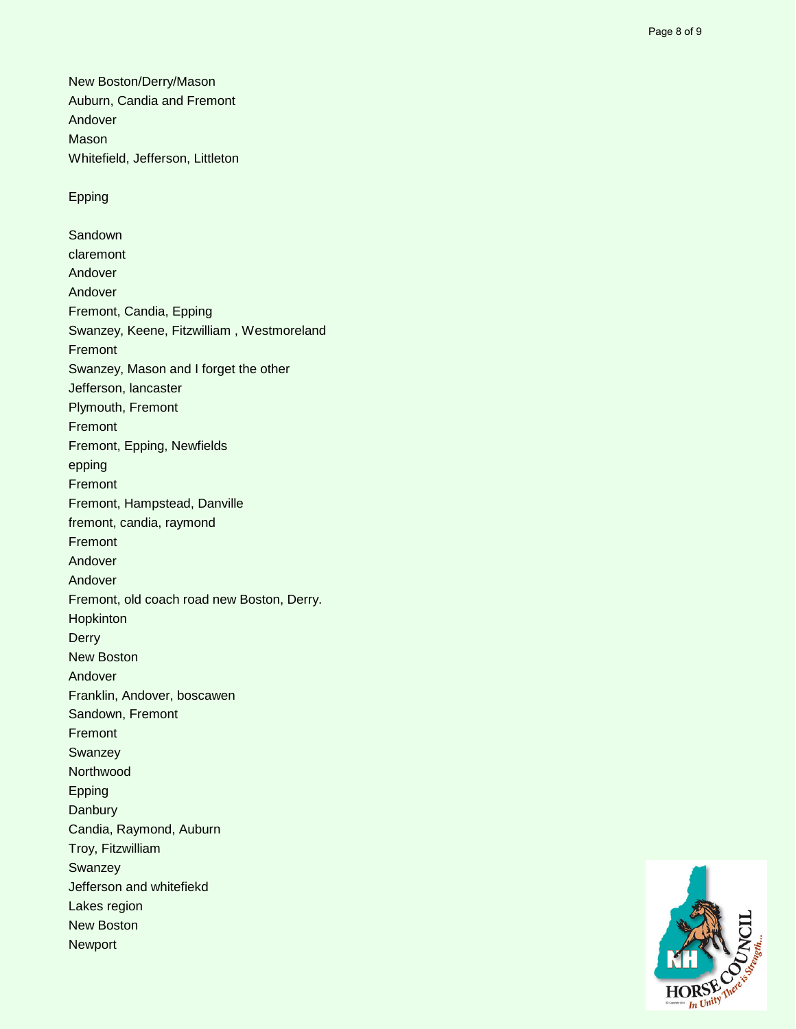New Boston/Derry/Mason
Auburn, Candia and Fremont
Andover
Mason
Whitefield, Jefferson, Littleton

Epping

Sandown
claremont
Andover
Andover
Fremont, Candia, Epping
Swanzey, Keene, Fitzwilliam , Westmoreland
Fremont
Swanzey, Mason and I forget the other
Jefferson, lancaster
Plymouth, Fremont
Fremont
Fremont, Epping, Newfields
epping
Fremont
Fremont, Hampstead, Danville
fremont, candia, raymond
Fremont
Andover
Andover
Fremont, old coach road new Boston, Derry.
Hopkinton
Derry
New Boston
Andover
Franklin, Andover, boscawen
Sandown, Fremont
Fremont
Swanzey
Northwood
Epping
Danbury
Candia, Raymond, Auburn
Troy, Fitzwilliam
Swanzey
Jefferson and whitefiekd
Lakes region
New Boston
Newport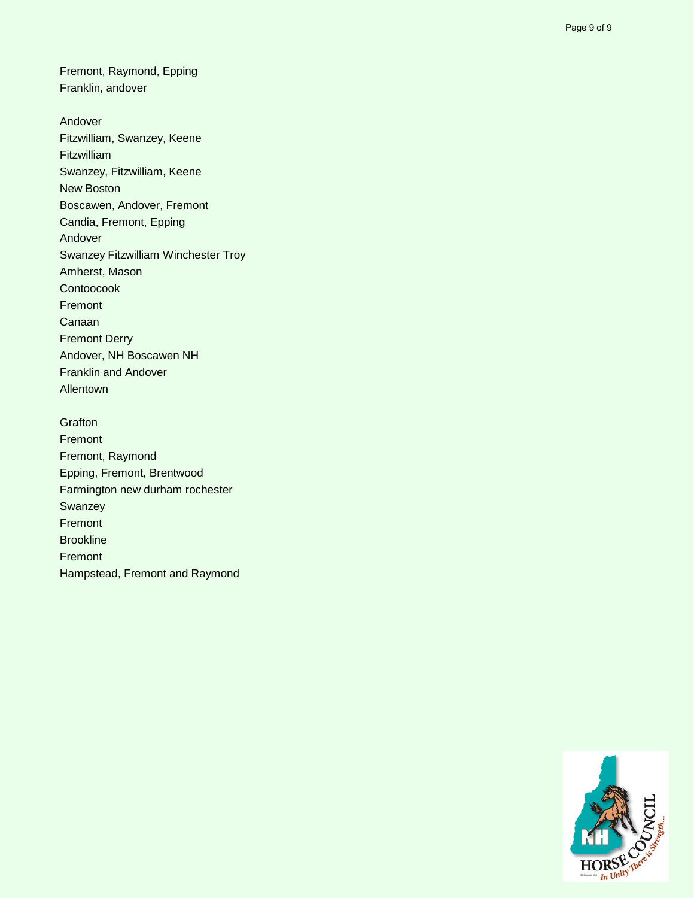Fremont, Raymond, Epping
Franklin, andover

Andover
Fitzwilliam, Swanzey, Keene
Fitzwilliam
Swanzey, Fitzwilliam, Keene
New Boston
Boscawen, Andover, Fremont
Candia, Fremont, Epping
Andover
Swanzey Fitzwilliam Winchester Troy
Amherst, Mason
Contoocook
Fremont
Canaan
Fremont Derry
Andover, NH Boscawen NH
Franklin and Andover
Allentown

Grafton
Fremont
Fremont, Raymond
Epping, Fremont, Brentwood
Farmington new durham rochester
Swanzey
Fremont
Brookline
Fremont
Hampstead, Fremont and Raymond